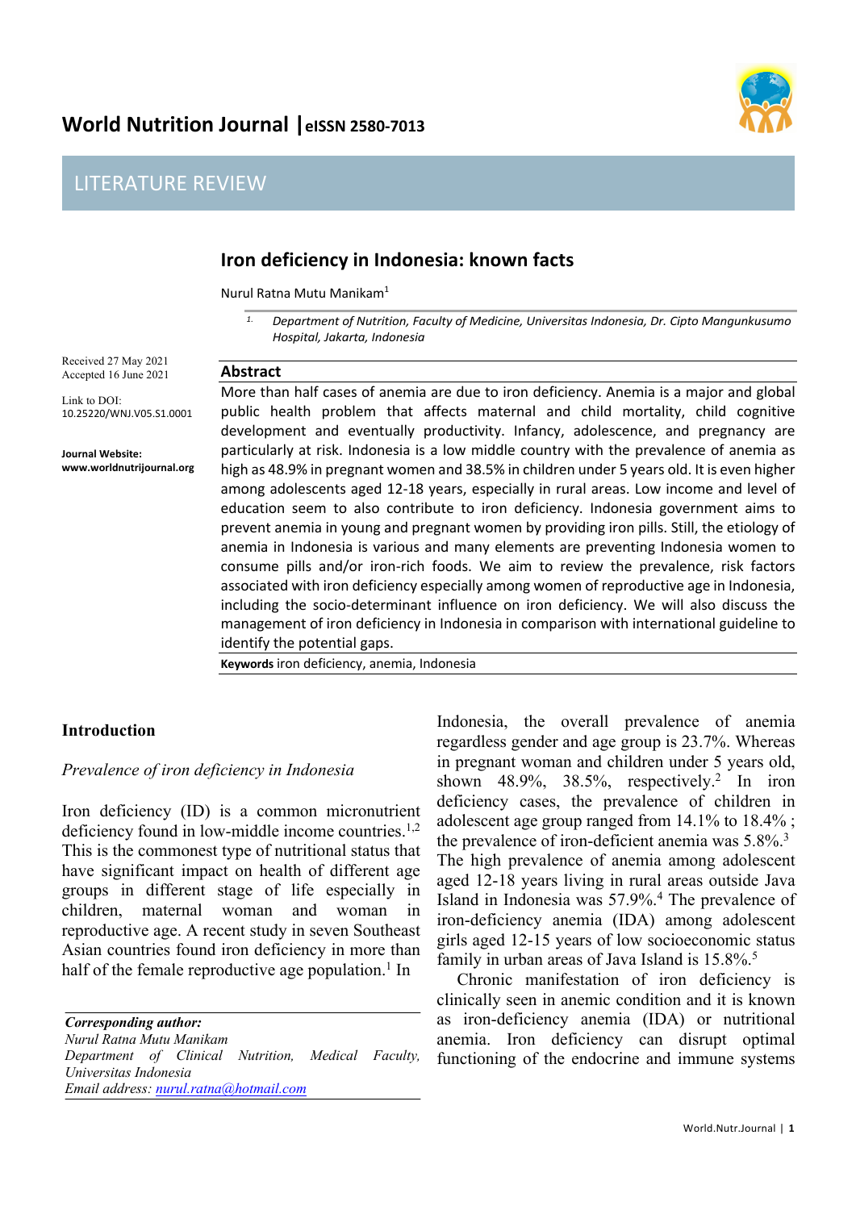# World Nutrition Journal | eISSN 2580-7013

## LITERATURE REVIEW

# Iron deficiency in Indonesia: known facts

Nurul Ratna Mutu Manikam[1]

1. *Department of Nutrition, Faculty of Medicine, Universitas Indonesia, Dr. Cipto Mangunkusumo Hospital, Jakarta, Indonesia*

Received 27 May 2021
Accepted 16 June 2021

Link to DOI:
10.25220/WNJ.V05.S1.0001

**Journal Website:**
**www.worldnutrijournal.org**

## Abstract

More than half cases of anemia are due to iron deficiency. Anemia is a major and global public health problem that affects maternal and child mortality, child cognitive development and eventually productivity. Infancy, adolescence, and pregnancy are particularly at risk. Indonesia is a low middle country with the prevalence of anemia as high as 48.9% in pregnant women and 38.5% in children under 5 years old. It is even higher among adolescents aged 12-18 years, especially in rural areas. Low income and level of education seem to also contribute to iron deficiency. Indonesia government aims to prevent anemia in young and pregnant women by providing iron pills. Still, the etiology of anemia in Indonesia is various and many elements are preventing Indonesia women to consume pills and/or iron-rich foods. We aim to review the prevalence, risk factors associated with iron deficiency especially among women of reproductive age in Indonesia, including the socio-determinant influence on iron deficiency. We will also discuss the management of iron deficiency in Indonesia in comparison with international guideline to identify the potential gaps.

**Keywords** iron deficiency, anemia, Indonesia

## Introduction

*Prevalence of iron deficiency in Indonesia*

Iron deficiency (ID) is a common micronutrient deficiency found in low-middle income countries.[1,2] This is the commonest type of nutritional status that have significant impact on health of different age groups in different stage of life especially in children, maternal woman and woman in reproductive age. A recent study in seven Southeast Asian countries found iron deficiency in more than half of the female reproductive age population.[1] In Indonesia, the overall prevalence of anemia regardless gender and age group is 23.7%. Whereas in pregnant woman and children under 5 years old, shown 48.9%, 38.5%, respectively.[2] In iron deficiency cases, the prevalence of children in adolescent age group ranged from 14.1% to 18.4% ; the prevalence of iron-deficient anemia was 5.8%.[3] The high prevalence of anemia among adolescent aged 12-18 years living in rural areas outside Java Island in Indonesia was 57.9%.[4] The prevalence of iron-deficiency anemia (IDA) among adolescent girls aged 12-15 years of low socioeconomic status family in urban areas of Java Island is 15.8%.[5]

Chronic manifestation of iron deficiency is clinically seen in anemic condition and it is known as iron-deficiency anemia (IDA) or nutritional anemia. Iron deficiency can disrupt optimal functioning of the endocrine and immune systems

***Corresponding author:***
*Nurul Ratna Mutu Manikam*
*Department of Clinical Nutrition, Medical Faculty, Universitas Indonesia*
*Email address: nurul.ratna@hotmail.com*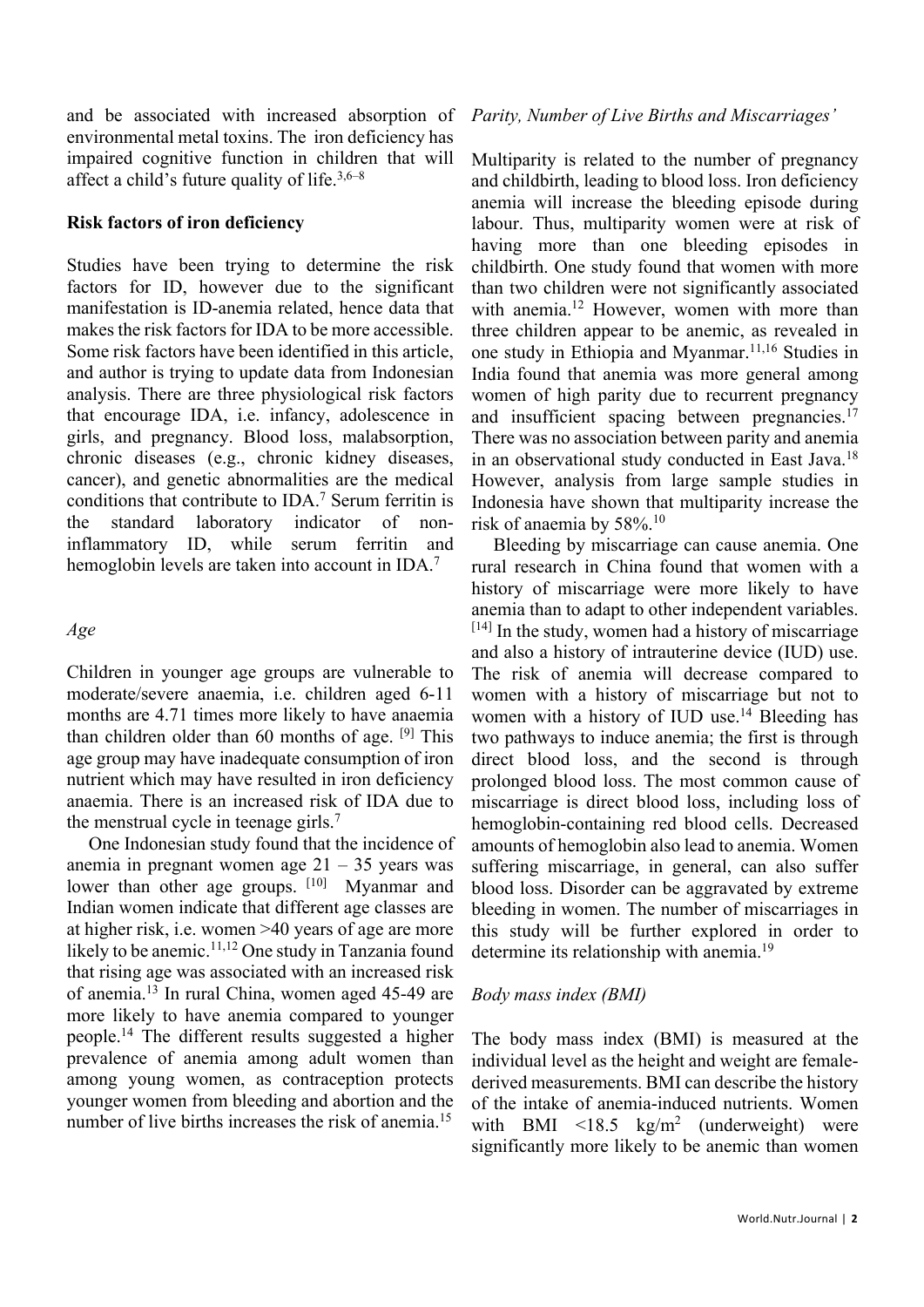and be associated with increased absorption of environmental metal toxins. The iron deficiency has impaired cognitive function in children that will affect a child's future quality of life.[3,6–8]

### Risk factors of iron deficiency

Studies have been trying to determine the risk factors for ID, however due to the significant manifestation is ID-anemia related, hence data that makes the risk factors for IDA to be more accessible. Some risk factors have been identified in this article, and author is trying to update data from Indonesian analysis. There are three physiological risk factors that encourage IDA, i.e. infancy, adolescence in girls, and pregnancy. Blood loss, malabsorption, chronic diseases (e.g., chronic kidney diseases, cancer), and genetic abnormalities are the medical conditions that contribute to IDA.[7] Serum ferritin is the standard laboratory indicator of non-inflammatory ID, while serum ferritin and hemoglobin levels are taken into account in IDA.[7]

#### *Age*

Children in younger age groups are vulnerable to moderate/severe anaemia, i.e. children aged 6-11 months are 4.71 times more likely to have anaemia than children older than 60 months of age. [9] This age group may have inadequate consumption of iron nutrient which may have resulted in iron deficiency anaemia. There is an increased risk of IDA due to the menstrual cycle in teenage girls.[7]

One Indonesian study found that the incidence of anemia in pregnant women age 21 – 35 years was lower than other age groups. [10] Myanmar and Indian women indicate that different age classes are at higher risk, i.e. women >40 years of age are more likely to be anemic.[11,12] One study in Tanzania found that rising age was associated with an increased risk of anemia.[13] In rural China, women aged 45-49 are more likely to have anemia compared to younger people.[14] The different results suggested a higher prevalence of anemia among adult women than among young women, as contraception protects younger women from bleeding and abortion and the number of live births increases the risk of anemia.[15]

#### *Parity, Number of Live Births and Miscarriages'*

Multiparity is related to the number of pregnancy and childbirth, leading to blood loss. Iron deficiency anemia will increase the bleeding episode during labour. Thus, multiparity women were at risk of having more than one bleeding episodes in childbirth. One study found that women with more than two children were not significantly associated with anemia.[12] However, women with more than three children appear to be anemic, as revealed in one study in Ethiopia and Myanmar.[11,16] Studies in India found that anemia was more general among women of high parity due to recurrent pregnancy and insufficient spacing between pregnancies.[17] There was no association between parity and anemia in an observational study conducted in East Java.[18] However, analysis from large sample studies in Indonesia have shown that multiparity increase the risk of anaemia by 58%.[10]

Bleeding by miscarriage can cause anemia. One rural research in China found that women with a history of miscarriage were more likely to have anemia than to adapt to other independent variables. [14] In the study, women had a history of miscarriage and also a history of intrauterine device (IUD) use. The risk of anemia will decrease compared to women with a history of miscarriage but not to women with a history of IUD use.[14] Bleeding has two pathways to induce anemia; the first is through direct blood loss, and the second is through prolonged blood loss. The most common cause of miscarriage is direct blood loss, including loss of hemoglobin-containing red blood cells. Decreased amounts of hemoglobin also lead to anemia. Women suffering miscarriage, in general, can also suffer blood loss. Disorder can be aggravated by extreme bleeding in women. The number of miscarriages in this study will be further explored in order to determine its relationship with anemia.[19]

#### *Body mass index (BMI)*

The body mass index (BMI) is measured at the individual level as the height and weight are female-derived measurements. BMI can describe the history of the intake of anemia-induced nutrients. Women with BMI <18.5 $kg/m^2$ (underweight) were significantly more likely to be anemic than women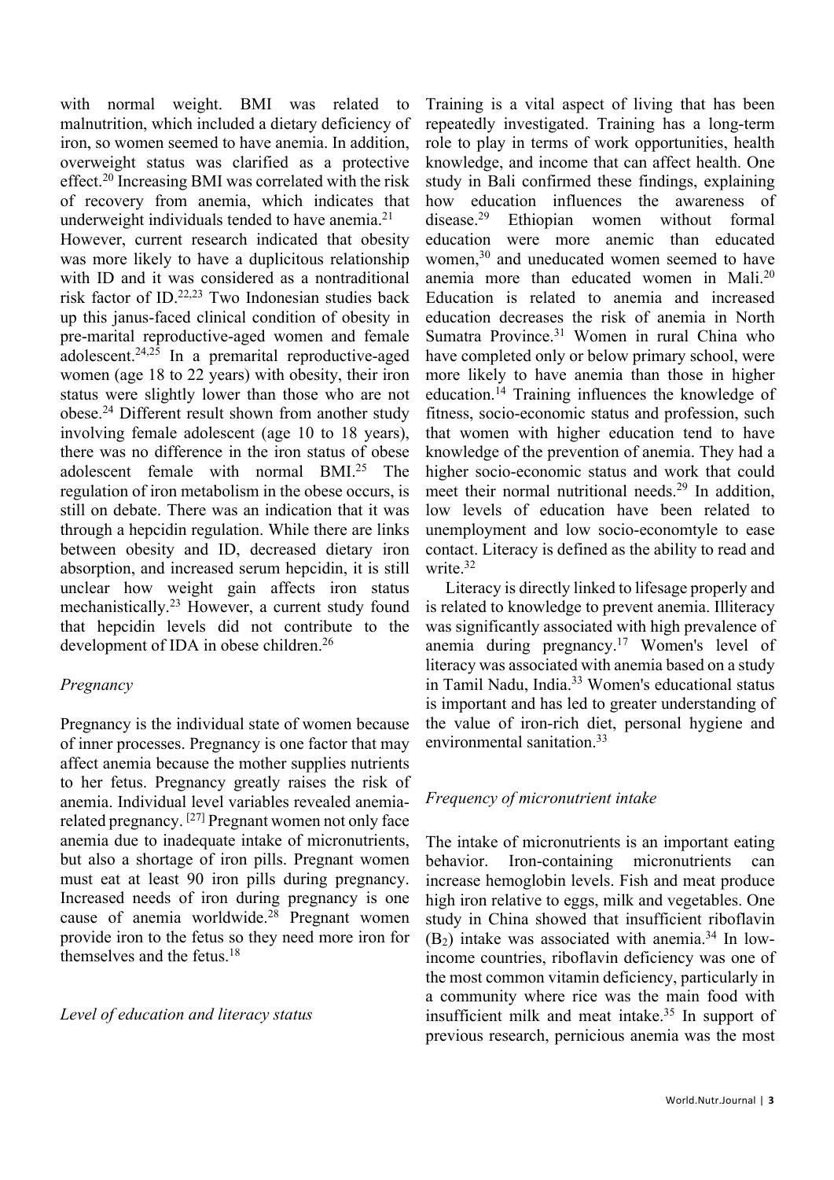with normal weight. BMI was related to malnutrition, which included a dietary deficiency of iron, so women seemed to have anemia. In addition, overweight status was clarified as a protective effect.[20] Increasing BMI was correlated with the risk of recovery from anemia, which indicates that underweight individuals tended to have anemia.[21]

However, current research indicated that obesity was more likely to have a duplicitous relationship with ID and it was considered as a nontraditional risk factor of ID.[22,23] Two Indonesian studies back up this janus-faced clinical condition of obesity in pre-marital reproductive-aged women and female adolescent.[24,25] In a premarital reproductive-aged women (age 18 to 22 years) with obesity, their iron status were slightly lower than those who are not obese.[24] Different result shown from another study involving female adolescent (age 10 to 18 years), there was no difference in the iron status of obese adolescent female with normal BMI.[25] The regulation of iron metabolism in the obese occurs, is still on debate. There was an indication that it was through a hepcidin regulation. While there are links between obesity and ID, decreased dietary iron absorption, and increased serum hepcidin, it is still unclear how weight gain affects iron status mechanistically.[23] However, a current study found that hepcidin levels did not contribute to the development of IDA in obese children.[26]

### *Pregnancy*

Pregnancy is the individual state of women because of inner processes. Pregnancy is one factor that may affect anemia because the mother supplies nutrients to her fetus. Pregnancy greatly raises the risk of anemia. Individual level variables revealed anemia-related pregnancy. [27] Pregnant women not only face anemia due to inadequate intake of micronutrients, but also a shortage of iron pills. Pregnant women must eat at least 90 iron pills during pregnancy. Increased needs of iron during pregnancy is one cause of anemia worldwide.[28] Pregnant women provide iron to the fetus so they need more iron for themselves and the fetus.[18]

### *Level of education and literacy status*

Training is a vital aspect of living that has been repeatedly investigated. Training has a long-term role to play in terms of work opportunities, health knowledge, and income that can affect health. One study in Bali confirmed these findings, explaining how education influences the awareness of disease.[29] Ethiopian women without formal education were more anemic than educated women,[30] and uneducated women seemed to have anemia more than educated women in Mali.[20] Education is related to anemia and increased education decreases the risk of anemia in North Sumatra Province.[31] Women in rural China who have completed only or below primary school, were more likely to have anemia than those in higher education.[14] Training influences the knowledge of fitness, socio-economic status and profession, such that women with higher education tend to have knowledge of the prevention of anemia. They had a higher socio-economic status and work that could meet their normal nutritional needs.[29] In addition, low levels of education have been related to unemployment and low socio-economtyle to ease contact. Literacy is defined as the ability to read and write.[32]

Literacy is directly linked to lifesage properly and is related to knowledge to prevent anemia. Illiteracy was significantly associated with high prevalence of anemia during pregnancy.[17] Women's level of literacy was associated with anemia based on a study in Tamil Nadu, India.[33] Women's educational status is important and has led to greater understanding of the value of iron-rich diet, personal hygiene and environmental sanitation.[33]

### *Frequency of micronutrient intake*

The intake of micronutrients is an important eating behavior. Iron-containing micronutrients can increase hemoglobin levels. Fish and meat produce high iron relative to eggs, milk and vegetables. One study in China showed that insufficient riboflavin ($B_2$) intake was associated with anemia.[34] In low-income countries, riboflavin deficiency was one of the most common vitamin deficiency, particularly in a community where rice was the main food with insufficient milk and meat intake.[35] In support of previous research, pernicious anemia was the most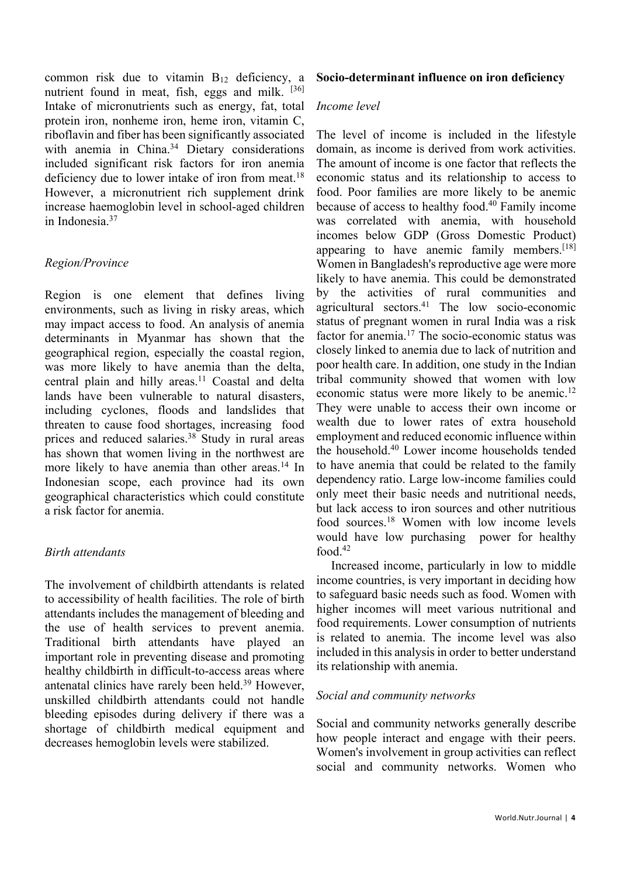common risk due to vitamin $B_{12}$ deficiency, a nutrient found in meat, fish, eggs and milk. [36] Intake of micronutrients such as energy, fat, total protein iron, nonheme iron, heme iron, vitamin C, riboflavin and fiber has been significantly associated with anemia in China.[34] Dietary considerations included significant risk factors for iron anemia deficiency due to lower intake of iron from meat.[18] However, a micronutrient rich supplement drink increase haemoglobin level in school-aged children in Indonesia.[37]

*Region/Province*

Region is one element that defines living environments, such as living in risky areas, which may impact access to food. An analysis of anemia determinants in Myanmar has shown that the geographical region, especially the coastal region, was more likely to have anemia than the delta, central plain and hilly areas.[11] Coastal and delta lands have been vulnerable to natural disasters, including cyclones, floods and landslides that threaten to cause food shortages, increasing food prices and reduced salaries.[38] Study in rural areas has shown that women living in the northwest are more likely to have anemia than other areas.[14] In Indonesian scope, each province had its own geographical characteristics which could constitute a risk factor for anemia.

*Birth attendants*

The involvement of childbirth attendants is related to accessibility of health facilities. The role of birth attendants includes the management of bleeding and the use of health services to prevent anemia. Traditional birth attendants have played an important role in preventing disease and promoting healthy childbirth in difficult-to-access areas where antenatal clinics have rarely been held.[39] However, unskilled childbirth attendants could not handle bleeding episodes during delivery if there was a shortage of childbirth medical equipment and decreases hemoglobin levels were stabilized.

**Socio-determinant influence on iron deficiency**

*Income level*

The level of income is included in the lifestyle domain, as income is derived from work activities. The amount of income is one factor that reflects the economic status and its relationship to access to food. Poor families are more likely to be anemic because of access to healthy food.[40] Family income was correlated with anemia, with household incomes below GDP (Gross Domestic Product) appearing to have anemic family members.[18] Women in Bangladesh's reproductive age were more likely to have anemia. This could be demonstrated by the activities of rural communities and agricultural sectors.[41] The low socio-economic status of pregnant women in rural India was a risk factor for anemia.[17] The socio-economic status was closely linked to anemia due to lack of nutrition and poor health care. In addition, one study in the Indian tribal community showed that women with low economic status were more likely to be anemic.[12] They were unable to access their own income or wealth due to lower rates of extra household employment and reduced economic influence within the household.[40] Lower income households tended to have anemia that could be related to the family dependency ratio. Large low-income families could only meet their basic needs and nutritional needs, but lack access to iron sources and other nutritious food sources.[18] Women with low income levels would have low purchasing power for healthy food.[42]

Increased income, particularly in low to middle income countries, is very important in deciding how to safeguard basic needs such as food. Women with higher incomes will meet various nutritional and food requirements. Lower consumption of nutrients is related to anemia. The income level was also included in this analysis in order to better understand its relationship with anemia.

*Social and community networks*

Social and community networks generally describe how people interact and engage with their peers. Women's involvement in group activities can reflect social and community networks. Women who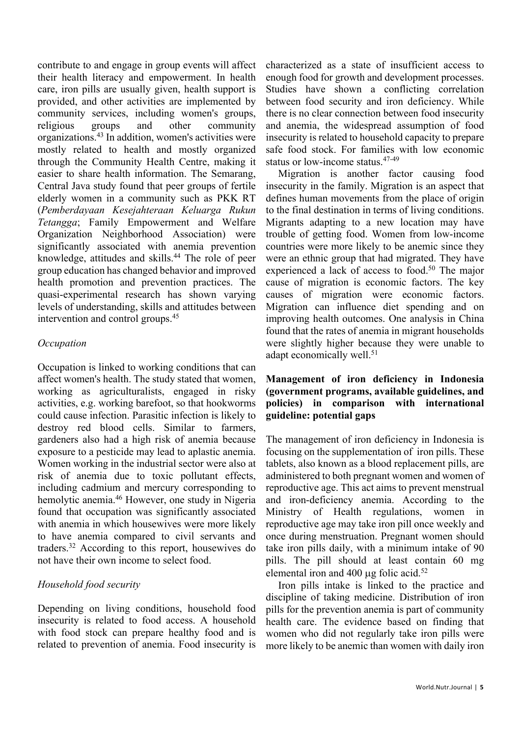contribute to and engage in group events will affect their health literacy and empowerment. In health care, iron pills are usually given, health support is provided, and other activities are implemented by community services, including women's groups, religious groups and other community organizations.[43] In addition, women's activities were mostly related to health and mostly organized through the Community Health Centre, making it easier to share health information. The Semarang, Central Java study found that peer groups of fertile elderly women in a community such as PKK RT (*Pemberdayaan Kesejahteraan Keluarga Rukun Tetangga*; Family Empowerment and Welfare Organization Neighborhood Association) were significantly associated with anemia prevention knowledge, attitudes and skills.[44] The role of peer group education has changed behavior and improved health promotion and prevention practices. The quasi-experimental research has shown varying levels of understanding, skills and attitudes between intervention and control groups.[45]

### *Occupation*

Occupation is linked to working conditions that can affect women's health. The study stated that women, working as agriculturalists, engaged in risky activities, e.g. working barefoot, so that hookworms could cause infection. Parasitic infection is likely to destroy red blood cells. Similar to farmers, gardeners also had a high risk of anemia because exposure to a pesticide may lead to aplastic anemia. Women working in the industrial sector were also at risk of anemia due to toxic pollutant effects, including cadmium and mercury corresponding to hemolytic anemia.[46] However, one study in Nigeria found that occupation was significantly associated with anemia in which housewives were more likely to have anemia compared to civil servants and traders.[32] According to this report, housewives do not have their own income to select food.

### *Household food security*

Depending on living conditions, household food insecurity is related to food access. A household with food stock can prepare healthy food and is related to prevention of anemia. Food insecurity is characterized as a state of insufficient access to enough food for growth and development processes. Studies have shown a conflicting correlation between food security and iron deficiency. While there is no clear connection between food insecurity and anemia, the widespread assumption of food insecurity is related to household capacity to prepare safe food stock. For families with low economic status or low-income status.[47-49]

Migration is another factor causing food insecurity in the family. Migration is an aspect that defines human movements from the place of origin to the final destination in terms of living conditions. Migrants adapting to a new location may have trouble of getting food. Women from low-income countries were more likely to be anemic since they were an ethnic group that had migrated. They have experienced a lack of access to food.[50] The major cause of migration is economic factors. The key causes of migration were economic factors. Migration can influence diet spending and on improving health outcomes. One analysis in China found that the rates of anemia in migrant households were slightly higher because they were unable to adapt economically well.[51]

## **Management of iron deficiency in Indonesia (government programs, available guidelines, and policies) in comparison with international guideline: potential gaps**

The management of iron deficiency in Indonesia is focusing on the supplementation of iron pills. These tablets, also known as a blood replacement pills, are administered to both pregnant women and women of reproductive age. This act aims to prevent menstrual and iron-deficiency anemia. According to the Ministry of Health regulations, women in reproductive age may take iron pill once weekly and once during menstruation. Pregnant women should take iron pills daily, with a minimum intake of 90 pills. The pill should at least contain 60 mg elemental iron and 400 µg folic acid.[52]

Iron pills intake is linked to the practice and discipline of taking medicine. Distribution of iron pills for the prevention anemia is part of community health care. The evidence based on finding that women who did not regularly take iron pills were more likely to be anemic than women with daily iron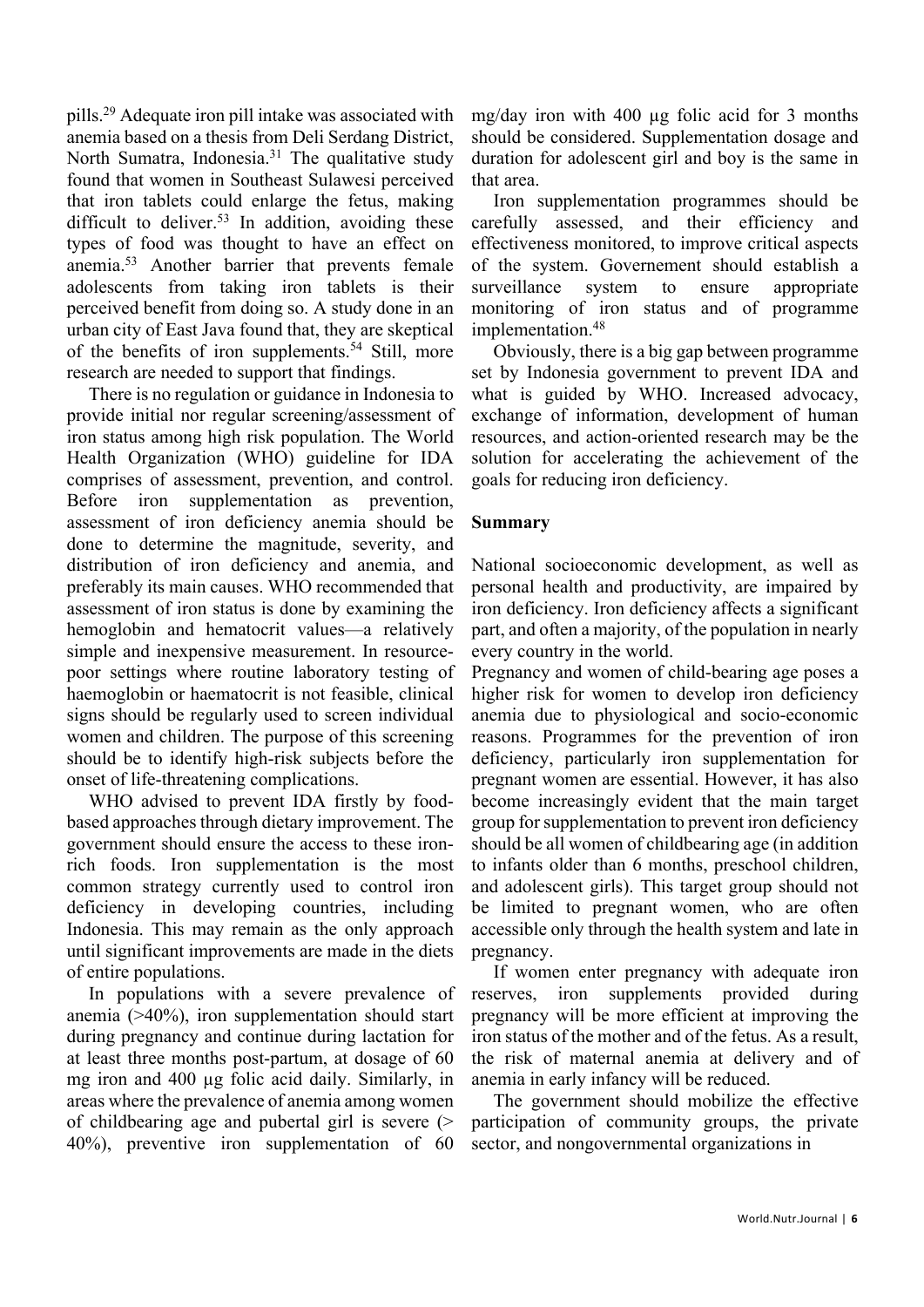pills.[29] Adequate iron pill intake was associated with anemia based on a thesis from Deli Serdang District, North Sumatra, Indonesia.[31] The qualitative study found that women in Southeast Sulawesi perceived that iron tablets could enlarge the fetus, making difficult to deliver.[53] In addition, avoiding these types of food was thought to have an effect on anemia.[53] Another barrier that prevents female adolescents from taking iron tablets is their perceived benefit from doing so. A study done in an urban city of East Java found that, they are skeptical of the benefits of iron supplements.[54] Still, more research are needed to support that findings.

There is no regulation or guidance in Indonesia to provide initial nor regular screening/assessment of iron status among high risk population. The World Health Organization (WHO) guideline for IDA comprises of assessment, prevention, and control. Before iron supplementation as prevention, assessment of iron deficiency anemia should be done to determine the magnitude, severity, and distribution of iron deficiency and anemia, and preferably its main causes. WHO recommended that assessment of iron status is done by examining the hemoglobin and hematocrit values—a relatively simple and inexpensive measurement. In resource-poor settings where routine laboratory testing of haemoglobin or haematocrit is not feasible, clinical signs should be regularly used to screen individual women and children. The purpose of this screening should be to identify high-risk subjects before the onset of life-threatening complications.

WHO advised to prevent IDA firstly by food-based approaches through dietary improvement. The government should ensure the access to these iron-rich foods. Iron supplementation is the most common strategy currently used to control iron deficiency in developing countries, including Indonesia. This may remain as the only approach until significant improvements are made in the diets of entire populations.

In populations with a severe prevalence of anemia (>40%), iron supplementation should start during pregnancy and continue during lactation for at least three months post-partum, at dosage of 60 mg iron and 400 µg folic acid daily. Similarly, in areas where the prevalence of anemia among women of childbearing age and pubertal girl is severe (> 40%), preventive iron supplementation of 60 mg/day iron with 400 µg folic acid for 3 months should be considered. Supplementation dosage and duration for adolescent girl and boy is the same in that area.

Iron supplementation programmes should be carefully assessed, and their efficiency and effectiveness monitored, to improve critical aspects of the system. Governement should establish a surveillance system to ensure appropriate monitoring of iron status and of programme implementation.[48]

Obviously, there is a big gap between programme set by Indonesia government to prevent IDA and what is guided by WHO. Increased advocacy, exchange of information, development of human resources, and action-oriented research may be the solution for accelerating the achievement of the goals for reducing iron deficiency.

## Summary

National socioeconomic development, as well as personal health and productivity, are impaired by iron deficiency. Iron deficiency affects a significant part, and often a majority, of the population in nearly every country in the world.

Pregnancy and women of child-bearing age poses a higher risk for women to develop iron deficiency anemia due to physiological and socio-economic reasons. Programmes for the prevention of iron deficiency, particularly iron supplementation for pregnant women are essential. However, it has also become increasingly evident that the main target group for supplementation to prevent iron deficiency should be all women of childbearing age (in addition to infants older than 6 months, preschool children, and adolescent girls). This target group should not be limited to pregnant women, who are often accessible only through the health system and late in pregnancy.

If women enter pregnancy with adequate iron reserves, iron supplements provided during pregnancy will be more efficient at improving the iron status of the mother and of the fetus. As a result, the risk of maternal anemia at delivery and of anemia in early infancy will be reduced.

The government should mobilize the effective participation of community groups, the private sector, and nongovernmental organizations in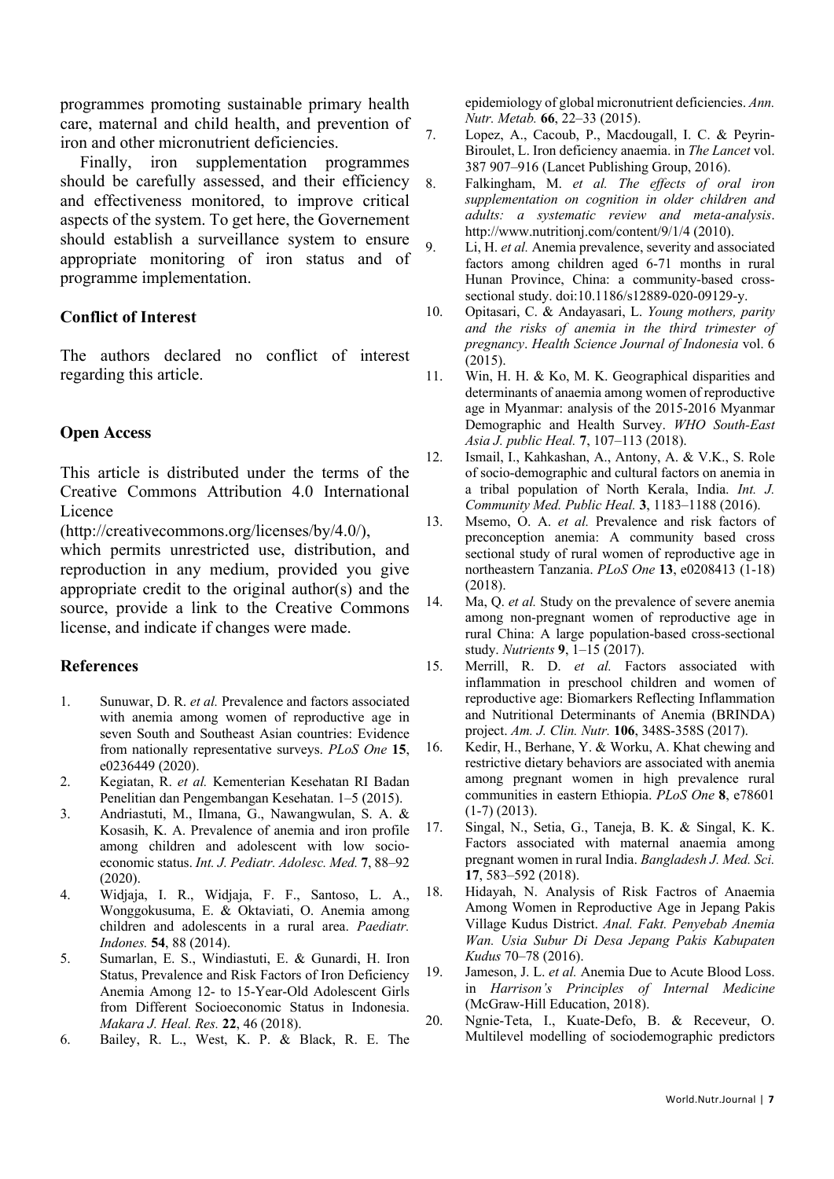programmes promoting sustainable primary health care, maternal and child health, and prevention of iron and other micronutrient deficiencies.

Finally, iron supplementation programmes should be carefully assessed, and their efficiency and effectiveness monitored, to improve critical aspects of the system. To get here, the Governement should establish a surveillance system to ensure appropriate monitoring of iron status and of programme implementation.

### Conflict of Interest

The authors declared no conflict of interest regarding this article.

### Open Access

This article is distributed under the terms of the Creative Commons Attribution 4.0 International Licence (http://creativecommons.org/licenses/by/4.0/), which permits unrestricted use, distribution, and reproduction in any medium, provided you give appropriate credit to the original author(s) and the source, provide a link to the Creative Commons license, and indicate if changes were made.

### References

1. Sunuwar, D. R. *et al.* Prevalence and factors associated with anemia among women of reproductive age in seven South and Southeast Asian countries: Evidence from nationally representative surveys. *PLoS One* **15**, e0236449 (2020).
2. Kegiatan, R. *et al.* Kementerian Kesehatan RI Badan Penelitian dan Pengembangan Kesehatan. 1–5 (2015).
3. Andriastuti, M., Ilmana, G., Nawangwulan, S. A. & Kosasih, K. A. Prevalence of anemia and iron profile among children and adolescent with low socio-economic status. *Int. J. Pediatr. Adolesc. Med.* **7**, 88–92 (2020).
4. Widjaja, I. R., Widjaja, F. F., Santoso, L. A., Wonggokusuma, E. & Oktaviati, O. Anemia among children and adolescents in a rural area. *Paediatr. Indones.* **54**, 88 (2014).
5. Sumarlan, E. S., Windiastuti, E. & Gunardi, H. Iron Status, Prevalence and Risk Factors of Iron Deficiency Anemia Among 12- to 15-Year-Old Adolescent Girls from Different Socioeconomic Status in Indonesia. *Makara J. Heal. Res.* **22**, 46 (2018).
6. Bailey, R. L., West, K. P. & Black, R. E. The epidemiology of global micronutrient deficiencies. *Ann. Nutr. Metab.* **66**, 22–33 (2015).
7. Lopez, A., Cacoub, P., Macdougall, I. C. & Peyrin-Biroulet, L. Iron deficiency anaemia. in *The Lancet* vol. 387 907–916 (Lancet Publishing Group, 2016).
8. Falkingham, M. *et al. The effects of oral iron supplementation on cognition in older children and adults: a systematic review and meta-analysis*. http://www.nutritionj.com/content/9/1/4 (2010).
9. Li, H. *et al.* Anemia prevalence, severity and associated factors among children aged 6-71 months in rural Hunan Province, China: a community-based cross-sectional study. doi:10.1186/s12889-020-09129-y.
10. Opitasari, C. & Andayasari, L. *Young mothers, parity and the risks of anemia in the third trimester of pregnancy*. *Health Science Journal of Indonesia* vol. 6 (2015).
11. Win, H. H. & Ko, M. K. Geographical disparities and determinants of anaemia among women of reproductive age in Myanmar: analysis of the 2015-2016 Myanmar Demographic and Health Survey. *WHO South-East Asia J. public Heal.* **7**, 107–113 (2018).
12. Ismail, I., Kahkashan, A., Antony, A. & V.K., S. Role of socio-demographic and cultural factors on anemia in a tribal population of North Kerala, India. *Int. J. Community Med. Public Heal.* **3**, 1183–1188 (2016).
13. Msemo, O. A. *et al.* Prevalence and risk factors of preconception anemia: A community based cross sectional study of rural women of reproductive age in northeastern Tanzania. *PLoS One* **13**, e0208413 (1-18) (2018).
14. Ma, Q. *et al.* Study on the prevalence of severe anemia among non-pregnant women of reproductive age in rural China: A large population-based cross-sectional study. *Nutrients* **9**, 1–15 (2017).
15. Merrill, R. D. *et al.* Factors associated with inflammation in preschool children and women of reproductive age: Biomarkers Reflecting Inflammation and Nutritional Determinants of Anemia (BRINDA) project. *Am. J. Clin. Nutr.* **106**, 348S-358S (2017).
16. Kedir, H., Berhane, Y. & Worku, A. Khat chewing and restrictive dietary behaviors are associated with anemia among pregnant women in high prevalence rural communities in eastern Ethiopia. *PLoS One* **8**, e78601 (1-7) (2013).
17. Singal, N., Setia, G., Taneja, B. K. & Singal, K. K. Factors associated with maternal anaemia among pregnant women in rural India. *Bangladesh J. Med. Sci.* **17**, 583–592 (2018).
18. Hidayah, N. Analysis of Risk Factros of Anaemia Among Women in Reproductive Age in Jepang Pakis Village Kudus District. *Anal. Fakt. Penyebab Anemia Wan. Usia Subur Di Desa Jepang Pakis Kabupaten Kudus* 70–78 (2016).
19. Jameson, J. L. *et al.* Anemia Due to Acute Blood Loss. in *Harrison's Principles of Internal Medicine* (McGraw-Hill Education, 2018).
20. Ngnie-Teta, I., Kuate-Defo, B. & Receveur, O. Multilevel modelling of sociodemographic predictors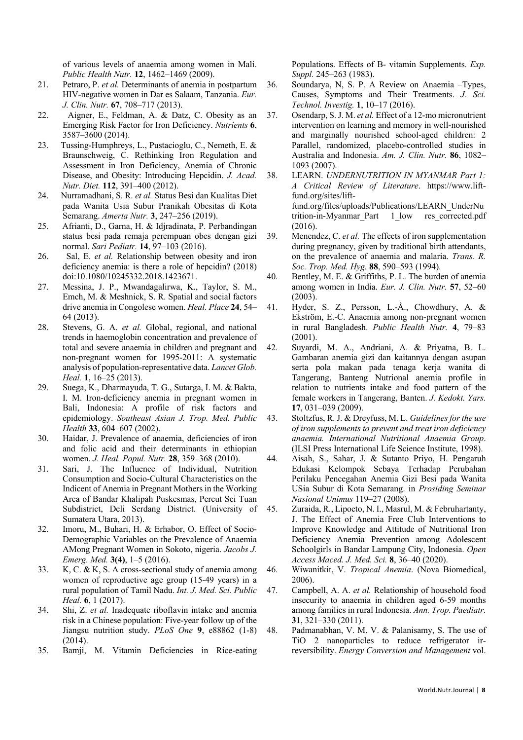of various levels of anaemia among women in Mali. *Public Health Nutr.* **12**, 1462–1469 (2009).

21. Petraro, P. *et al.* Determinants of anemia in postpartum HIV-negative women in Dar es Salaam, Tanzania. *Eur. J. Clin. Nutr.* **67**, 708–717 (2013).
22. Aigner, E., Feldman, A. & Datz, C. Obesity as an Emerging Risk Factor for Iron Deficiency. *Nutrients* **6**, 3587–3600 (2014).
23. Tussing-Humphreys, L., Pustacioglu, C., Nemeth, E. & Braunschweig, C. Rethinking Iron Regulation and Assessment in Iron Deficiency, Anemia of Chronic Disease, and Obesity: Introducing Hepcidin. *J. Acad. Nutr. Diet.* **112**, 391–400 (2012).
24. Nurramadhani, S. R. *et al.* Status Besi dan Kualitas Diet pada Wanita Usia Subur Pranikah Obesitas di Kota Semarang. *Amerta Nutr.* **3**, 247–256 (2019).
25. Afrianti, D., Garna, H. & Idjradinata, P. Perbandingan status besi pada remaja perempuan obes dengan gizi normal. *Sari Pediatr.* **14**, 97–103 (2016).
26. Sal, E. *et al.* Relationship between obesity and iron deficiency anemia: is there a role of hepcidin? (2018) doi:10.1080/10245332.2018.1423671.
27. Messina, J. P., Mwandagalirwa, K., Taylor, S. M., Emch, M. & Meshnick, S. R. Spatial and social factors drive anemia in Congolese women. *Heal. Place* **24**, 54–64 (2013).
28. Stevens, G. A. *et al.* Global, regional, and national trends in haemoglobin concentration and prevalence of total and severe anaemia in children and pregnant and non-pregnant women for 1995-2011: A systematic analysis of population-representative data. *Lancet Glob. Heal.* **1**, 16–25 (2013).
29. Suega, K., Dharmayuda, T. G., Sutarga, I. M. & Bakta, I. M. Iron-deficiency anemia in pregnant women in Bali, Indonesia: A profile of risk factors and epidemiology. *Southeast Asian J. Trop. Med. Public Health* **33**, 604–607 (2002).
30. Haidar, J. Prevalence of anaemia, deficiencies of iron and folic acid and their determinants in ethiopian women. *J. Heal. Popul. Nutr.* **28**, 359–368 (2010).
31. Sari, J. The Influence of Individual, Nutrition Consumption and Socio-Cultural Characteristics on the Indicent of Anemia in Pregnant Mothers in the Working Area of Bandar Khalipah Puskesmas, Percut Sei Tuan Subdistrict, Deli Serdang District. (University of Sumatera Utara, 2013).
32. Imoru, M., Buhari, H. & Erhabor, O. Effect of Socio-Demographic Variables on the Prevalence of Anaemia AMong Pregnant Women in Sokoto, nigeria. *Jacobs J. Emerg. Med.* **3(4)**, 1–5 (2016).
33. K, C. & K, S. A cross-sectional study of anemia among women of reproductive age group (15-49 years) in a rural population of Tamil Nadu. *Int. J. Med. Sci. Public Heal.* **6**, 1 (2017).
34. Shi, Z. *et al.* Inadequate riboflavin intake and anemia risk in a Chinese population: Five-year follow up of the Jiangsu nutrition study. *PLoS One* **9**, e88862 (1-8) (2014).
35. Bamji, M. Vitamin Deficiencies in Rice-eating Populations. Effects of B- vitamin Supplements. *Exp. Suppl.* 245–263 (1983).
36. Soundarya, N, S. P. A Review on Anaemia –Types, Causes, Symptoms and Their Treatments. *J. Sci. Technol. Investig.* **1**, 10–17 (2016).
37. Osendarp, S. J. M. *et al.* Effect of a 12-mo micronutrient intervention on learning and memory in well-nourished and marginally nourished school-aged children: 2 Parallel, randomized, placebo-controlled studies in Australia and Indonesia. *Am. J. Clin. Nutr.* **86**, 1082–1093 (2007).
38. LEARN. *UNDERNUTRITION IN MYANMAR Part 1: A Critical Review of Literature*. https://www.lift-fund.org/sites/lift-fund.org/files/uploads/Publications/LEARN_UnderNutrition-in-Myanmar_Part 1_low res_corrected.pdf (2016).
39. Menendez, C. *et al.* The effects of iron supplementation during pregnancy, given by traditional birth attendants, on the prevalence of anaemia and malaria. *Trans. R. Soc. Trop. Med. Hyg.* **88**, 590–593 (1994).
40. Bentley, M. E. & Griffiths, P. L. The burden of anemia among women in India. *Eur. J. Clin. Nutr.* **57**, 52–60 (2003).
41. Hyder, S. Z., Persson, L.-Å., Chowdhury, A. & Ekström, E.-C. Anaemia among non-pregnant women in rural Bangladesh. *Public Health Nutr.* **4**, 79–83 (2001).
42. Suyardi, M. A., Andriani, A. & Priyatna, B. L. Gambaran anemia gizi dan kaitannya dengan asupan serta pola makan pada tenaga kerja wanita di Tangerang, Banteng Nutrional anemia profile in relation to nutrients intake and food pattern of the female workers in Tangerang, Banten. *J. Kedokt. Yars.* **17**, 031–039 (2009).
43. Stoltzfus, R. J. & Dreyfuss, M. L. *Guidelines for the use of iron supplements to prevent and treat iron deficiency anaemia. International Nutritional Anaemia Group*. (ILSI Press International Life Science Institute, 1998).
44. Aisah, S., Sahar, J. & Sutanto Priyo, H. Pengaruh Edukasi Kelompok Sebaya Terhadap Perubahan Perilaku Pencegahan Anemia Gizi Besi pada Wanita USia Subur di Kota Semarang. in *Prosiding Seminar Nasional Unimus* 119–27 (2008).
45. Zuraida, R., Lipoeto, N. I., Masrul, M. & Februhartanty, J. The Effect of Anemia Free Club Interventions to Improve Knowledge and Attitude of Nutritional Iron Deficiency Anemia Prevention among Adolescent Schoolgirls in Bandar Lampung City, Indonesia. *Open Access Maced. J. Med. Sci.* **8**, 36–40 (2020).
46. Wiwanitkit, V. *Tropical Anemia*. (Nova Biomedical, 2006).
47. Campbell, A. A. *et al.* Relationship of household food insecurity to anaemia in children aged 6-59 months among families in rural Indonesia. *Ann. Trop. Paediatr.* **31**, 321–330 (2011).
48. Padmanabhan, V. M. V. & Palanisamy, S. The use of TiO 2 nanoparticles to reduce refrigerator ir-reversibility. *Energy Conversion and Management* vol.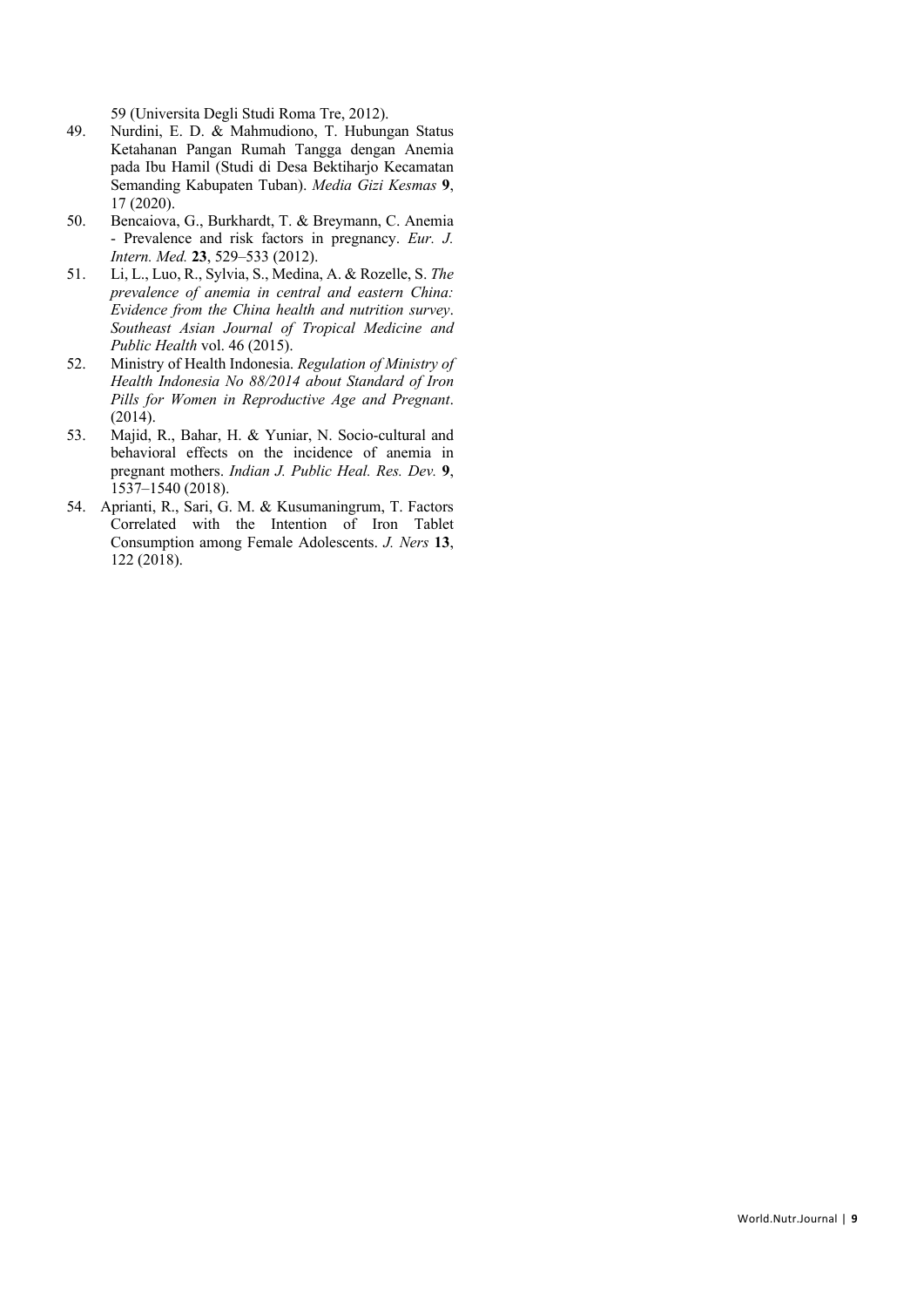59 (Universita Degli Studi Roma Tre, 2012).

49. Nurdini, E. D. & Mahmudiono, T. Hubungan Status Ketahanan Pangan Rumah Tangga dengan Anemia pada Ibu Hamil (Studi di Desa Bektiharjo Kecamatan Semanding Kabupaten Tuban). *Media Gizi Kesmas* **9**, 17 (2020).
50. Bencaiova, G., Burkhardt, T. & Breymann, C. Anemia - Prevalence and risk factors in pregnancy. *Eur. J. Intern. Med.* **23**, 529–533 (2012).
51. Li, L., Luo, R., Sylvia, S., Medina, A. & Rozelle, S. *The prevalence of anemia in central and eastern China: Evidence from the China health and nutrition survey*. *Southeast Asian Journal of Tropical Medicine and Public Health* vol. 46 (2015).
52. Ministry of Health Indonesia. *Regulation of Ministry of Health Indonesia No 88/2014 about Standard of Iron Pills for Women in Reproductive Age and Pregnant*. (2014).
53. Majid, R., Bahar, H. & Yuniar, N. Socio-cultural and behavioral effects on the incidence of anemia in pregnant mothers. *Indian J. Public Heal. Res. Dev.* **9**, 1537–1540 (2018).
54. Aprianti, R., Sari, G. M. & Kusumaningrum, T. Factors Correlated with the Intention of Iron Tablet Consumption among Female Adolescents. *J. Ners* **13**, 122 (2018).